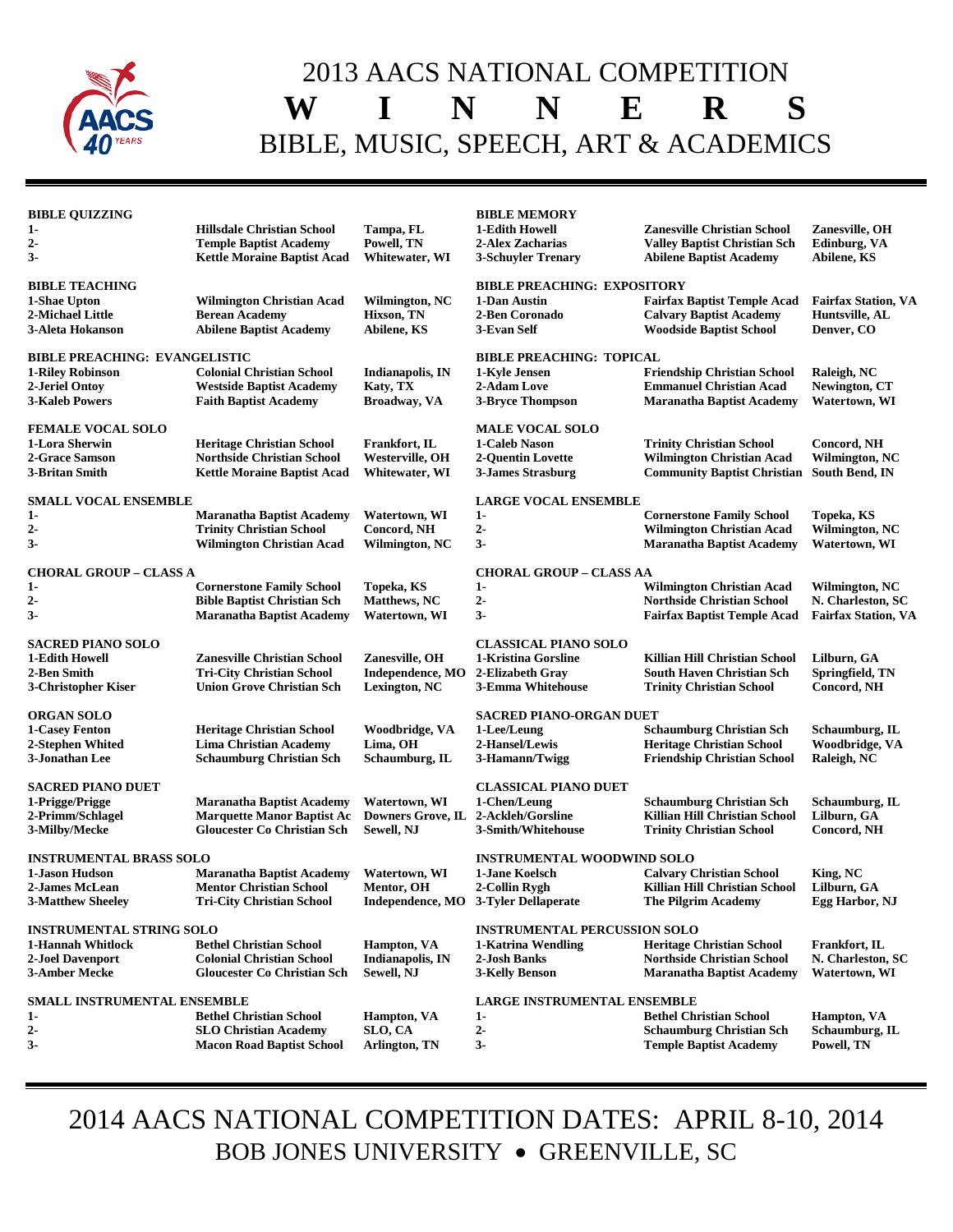# 2013 AACS NATIONAL COMPETITION
# W I N N E R S
## BIBLE, MUSIC, SPEECH, ART & ACADEMICS

**BIBLE QUIZZING**

| | | |
|---|---|---|
| 1- | Hillsdale Christian School | Tampa, FL |
| 2- | Temple Baptist Academy | Powell, TN |
| 3- | Kettle Moraine Baptist Acad | Whitewater, WI |

**BIBLE MEMORY**

| | | |
|---|---|---|
| 1-Edith Howell | Zanesville Christian School | Zanesville, OH |
| 2-Alex Zacharias | Valley Baptist Christian Sch | Edinburg, VA |
| 3-Schuyler Trenary | Abilene Baptist Academy | Abilene, KS |

**BIBLE TEACHING**

| | | |
|---|---|---|
| 1-Shae Upton | Wilmington Christian Acad | Wilmington, NC |
| 2-Michael Little | Berean Academy | Hixson, TN |
| 3-Aleta Hokanson | Abilene Baptist Academy | Abilene, KS |

**BIBLE PREACHING: EXPOSITORY**

| | | |
|---|---|---|
| 1-Dan Austin | Fairfax Baptist Temple Acad | Fairfax Station, VA |
| 2-Ben Coronado | Calvary Baptist Academy | Huntsville, AL |
| 3-Evan Self | Woodside Baptist School | Denver, CO |

**BIBLE PREACHING: EVANGELISTIC**

| | | |
|---|---|---|
| 1-Riley Robinson | Colonial Christian School | Indianapolis, IN |
| 2-Jeriel Ontoy | Westside Baptist Academy | Katy, TX |
| 3-Kaleb Powers | Faith Baptist Academy | Broadway, VA |

**BIBLE PREACHING: TOPICAL**

| | | |
|---|---|---|
| 1-Kyle Jensen | Friendship Christian School | Raleigh, NC |
| 2-Adam Love | Emmanuel Christian Acad | Newington, CT |
| 3-Bryce Thompson | Maranatha Baptist Academy | Watertown, WI |

**FEMALE VOCAL SOLO**

| | | |
|---|---|---|
| 1-Lora Sherwin | Heritage Christian School | Frankfort, IL |
| 2-Grace Samson | Northside Christian School | Westerville, OH |
| 3-Britan Smith | Kettle Moraine Baptist Acad | Whitewater, WI |

**MALE VOCAL SOLO**

| | | |
|---|---|---|
| 1-Caleb Nason | Trinity Christian School | Concord, NH |
| 2-Quentin Lovette | Wilmington Christian Acad | Wilmington, NC |
| 3-James Strasburg | Community Baptist Christian | South Bend, IN |

**SMALL VOCAL ENSEMBLE**

| | | |
|---|---|---|
| 1- | Maranatha Baptist Academy | Watertown, WI |
| 2- | Trinity Christian School | Concord, NH |
| 3- | Wilmington Christian Acad | Wilmington, NC |

**LARGE VOCAL ENSEMBLE**

| | | |
|---|---|---|
| 1- | Cornerstone Family School | Topeka, KS |
| 2- | Wilmington Christian Acad | Wilmington, NC |
| 3- | Maranatha Baptist Academy | Watertown, WI |

**CHORAL GROUP – CLASS A**

| | | |
|---|---|---|
| 1- | Cornerstone Family School | Topeka, KS |
| 2- | Bible Baptist Christian Sch | Matthews, NC |
| 3- | Maranatha Baptist Academy | Watertown, WI |

**CHORAL GROUP – CLASS AA**

| | | |
|---|---|---|
| 1- | Wilmington Christian Acad | Wilmington, NC |
| 2- | Northside Christian School | N. Charleston, SC |
| 3- | Fairfax Baptist Temple Acad | Fairfax Station, VA |

**SACRED PIANO SOLO**

| | | |
|---|---|---|
| 1-Edith Howell | Zanesville Christian School | Zanesville, OH |
| 2-Ben Smith | Tri-City Christian School | Independence, MO |
| 3-Christopher Kiser | Union Grove Christian Sch | Lexington, NC |

**CLASSICAL PIANO SOLO**

| | | |
|---|---|---|
| 1-Kristina Gorsline | Killian Hill Christian School | Lilburn, GA |
| 2-Elizabeth Gray | South Haven Christian Sch | Springfield, TN |
| 3-Emma Whitehouse | Trinity Christian School | Concord, NH |

**ORGAN SOLO**

| | | |
|---|---|---|
| 1-Casey Fenton | Heritage Christian School | Woodbridge, VA |
| 2-Stephen Whited | Lima Christian Academy | Lima, OH |
| 3-Jonathan Lee | Schaumburg Christian Sch | Schaumburg, IL |

**SACRED PIANO-ORGAN DUET**

| | | |
|---|---|---|
| 1-Lee/Leung | Schaumburg Christian Sch | Schaumburg, IL |
| 2-Hansel/Lewis | Heritage Christian School | Woodbridge, VA |
| 3-Hamann/Twigg | Friendship Christian School | Raleigh, NC |

**SACRED PIANO DUET**

| | | |
|---|---|---|
| 1-Prigge/Prigge | Maranatha Baptist Academy | Watertown, WI |
| 2-Primm/Schlagel | Marquette Manor Baptist Ac | Downers Grove, IL |
| 3-Milby/Mecke | Gloucester Co Christian Sch | Sewell, NJ |

**CLASSICAL PIANO DUET**

| | | |
|---|---|---|
| 1-Chen/Leung | Schaumburg Christian Sch | Schaumburg, IL |
| 2-Ackleh/Gorsline | Killian Hill Christian School | Lilburn, GA |
| 3-Smith/Whitehouse | Trinity Christian School | Concord, NH |

**INSTRUMENTAL BRASS SOLO**

| | | |
|---|---|---|
| 1-Jason Hudson | Maranatha Baptist Academy | Watertown, WI |
| 2-James McLean | Mentor Christian School | Mentor, OH |
| 3-Matthew Sheeley | Tri-City Christian School | Independence, MO |

**INSTRUMENTAL WOODWIND SOLO**

| | | |
|---|---|---|
| 1-Jane Koelsch | Calvary Christian School | King, NC |
| 2-Collin Rygh | Killian Hill Christian School | Lilburn, GA |
| 3-Tyler Dellaperate | The Pilgrim Academy | Egg Harbor, NJ |

**INSTRUMENTAL STRING SOLO**

| | | |
|---|---|---|
| 1-Hannah Whitlock | Bethel Christian School | Hampton, VA |
| 2-Joel Davenport | Colonial Christian School | Indianapolis, IN |
| 3-Amber Mecke | Gloucester Co Christian Sch | Sewell, NJ |

**INSTRUMENTAL PERCUSSION SOLO**

| | | |
|---|---|---|
| 1-Katrina Wendling | Heritage Christian School | Frankfort, IL |
| 2-Josh Banks | Northside Christian School | N. Charleston, SC |
| 3-Kelly Benson | Maranatha Baptist Academy | Watertown, WI |

**SMALL INSTRUMENTAL ENSEMBLE**

| | | |
|---|---|---|
| 1- | Bethel Christian School | Hampton, VA |
| 2- | SLO Christian Academy | SLO, CA |
| 3- | Macon Road Baptist School | Arlington, TN |

**LARGE INSTRUMENTAL ENSEMBLE**

| | | |
|---|---|---|
| 1- | Bethel Christian School | Hampton, VA |
| 2- | Schaumburg Christian Sch | Schaumburg, IL |
| 3- | Temple Baptist Academy | Powell, TN |

## 2014 AACS NATIONAL COMPETITION DATES: APRIL 8-10, 2014
## BOB JONES UNIVERSITY • GREENVILLE, SC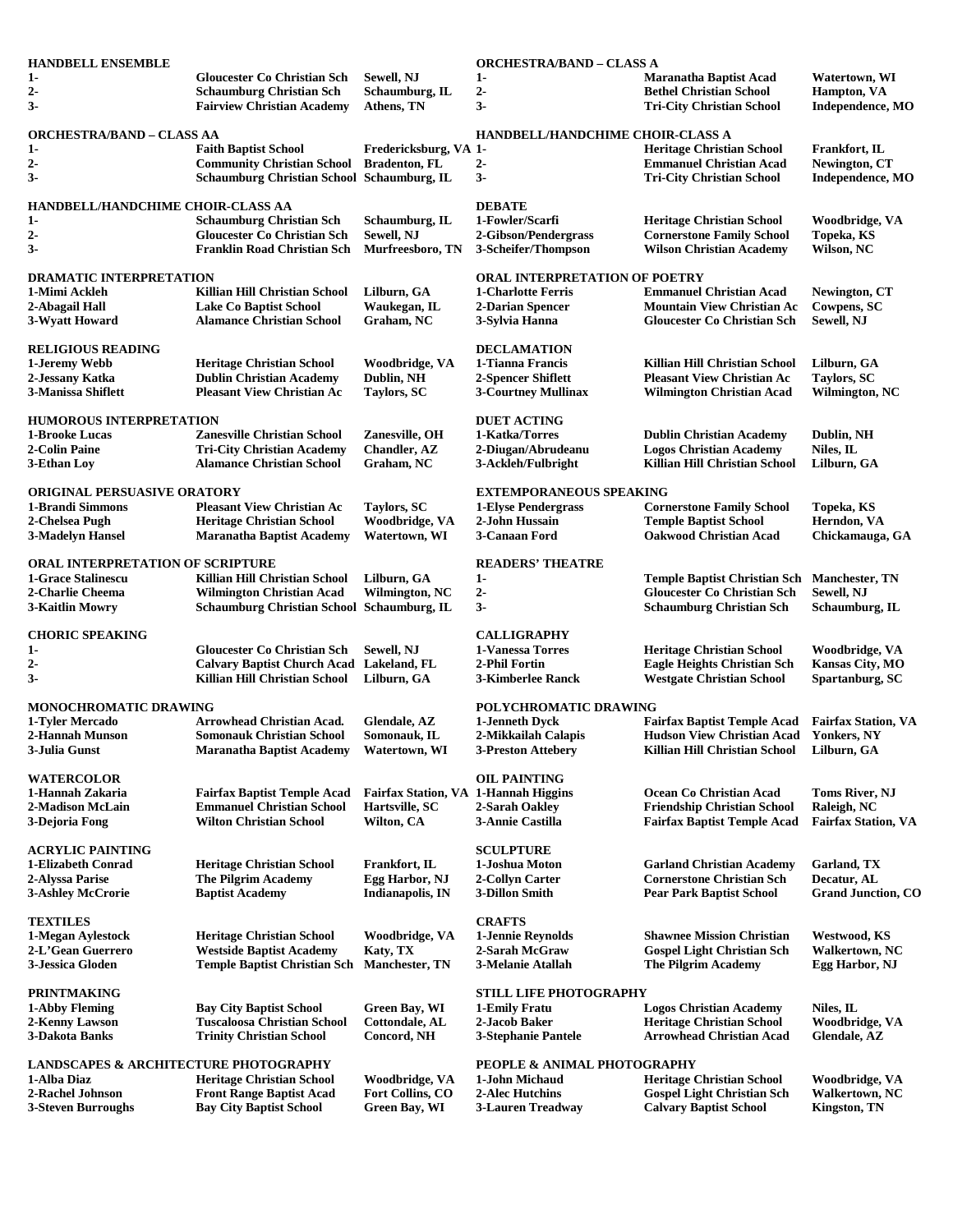**HANDBELL ENSEMBLE**

| | | |
|---|---|---|
| 1- | Gloucester Co Christian Sch | Sewell, NJ |
| 2- | Schaumburg Christian Sch | Schaumburg, IL |
| 3- | Fairview Christian Academy | Athens, TN |

**ORCHESTRA/BAND – CLASS AA**

| | | |
|---|---|---|
| 1- | Faith Baptist School | Fredericksburg, VA |
| 2- | Community Christian School | Bradenton, FL |
| 3- | Schaumburg Christian School | Schaumburg, IL |

**HANDBELL/HANDCHIME CHOIR-CLASS AA**

| | | |
|---|---|---|
| 1- | Schaumburg Christian Sch | Schaumburg, IL |
| 2- | Gloucester Co Christian Sch | Sewell, NJ |
| 3- | Franklin Road Christian Sch | Murfreesboro, TN |

**DRAMATIC INTERPRETATION**

| | | |
|---|---|---|
| 1-Mimi Ackleh | Killian Hill Christian School | Lilburn, GA |
| 2-Abagail Hall | Lake Co Baptist School | Waukegan, IL |
| 3-Wyatt Howard | Alamance Christian School | Graham, NC |

**RELIGIOUS READING**

| | | |
|---|---|---|
| 1-Jeremy Webb | Heritage Christian School | Woodbridge, VA |
| 2-Jessany Katka | Dublin Christian Academy | Dublin, NH |
| 3-Manissa Shiflett | Pleasant View Christian Ac | Taylors, SC |

**HUMOROUS INTERPRETATION**

| | | |
|---|---|---|
| 1-Brooke Lucas | Zanesville Christian School | Zanesville, OH |
| 2-Colin Paine | Tri-City Christian Academy | Chandler, AZ |
| 3-Ethan Loy | Alamance Christian School | Graham, NC |

**ORIGINAL PERSUASIVE ORATORY**

| | | |
|---|---|---|
| 1-Brandi Simmons | Pleasant View Christian Ac | Taylors, SC |
| 2-Chelsea Pugh | Heritage Christian School | Woodbridge, VA |
| 3-Madelyn Hansel | Maranatha Baptist Academy | Watertown, WI |

**ORAL INTERPRETATION OF SCRIPTURE**

| | | |
|---|---|---|
| 1-Grace Stalinescu | Killian Hill Christian School | Lilburn, GA |
| 2-Charlie Cheema | Wilmington Christian Acad | Wilmington, NC |
| 3-Kaitlin Mowry | Schaumburg Christian School | Schaumburg, IL |

**CHORIC SPEAKING**

| | | |
|---|---|---|
| 1- | Gloucester Co Christian Sch | Sewell, NJ |
| 2- | Calvary Baptist Church Acad | Lakeland, FL |
| 3- | Killian Hill Christian School | Lilburn, GA |

**MONOCHROMATIC DRAWING**

| | | |
|---|---|---|
| 1-Tyler Mercado | Arrowhead Christian Acad. | Glendale, AZ |
| 2-Hannah Munson | Somonauk Christian School | Somonauk, IL |
| 3-Julia Gunst | Maranatha Baptist Academy | Watertown, WI |

**WATERCOLOR**

| | | |
|---|---|---|
| 1-Hannah Zakaria | Fairfax Baptist Temple Acad | Fairfax Station, VA |
| 2-Madison McLain | Emmanuel Christian School | Hartsville, SC |
| 3-Dejoria Fong | Wilton Christian School | Wilton, CA |

**ACRYLIC PAINTING**

| | | |
|---|---|---|
| 1-Elizabeth Conrad | Heritage Christian School | Frankfort, IL |
| 2-Alyssa Parise | The Pilgrim Academy | Egg Harbor, NJ |
| 3-Ashley McCrorie | Baptist Academy | Indianapolis, IN |

**TEXTILES**

| | | |
|---|---|---|
| 1-Megan Aylestock | Heritage Christian School | Woodbridge, VA |
| 2-L'Gean Guerrero | Westside Baptist Academy | Katy, TX |
| 3-Jessica Gloden | Temple Baptist Christian Sch | Manchester, TN |

**PRINTMAKING**

| | | |
|---|---|---|
| 1-Abby Fleming | Bay City Baptist School | Green Bay, WI |
| 2-Kenny Lawson | Tuscaloosa Christian School | Cottondale, AL |
| 3-Dakota Banks | Trinity Christian School | Concord, NH |

**LANDSCAPES & ARCHITECTURE PHOTOGRAPHY**

| | | |
|---|---|---|
| 1-Alba Diaz | Heritage Christian School | Woodbridge, VA |
| 2-Rachel Johnson | Front Range Baptist Acad | Fort Collins, CO |
| 3-Steven Burroughs | Bay City Baptist School | Green Bay, WI |

**ORCHESTRA/BAND – CLASS A**

| | | |
|---|---|---|
| 1- | Maranatha Baptist Acad | Watertown, WI |
| 2- | Bethel Christian School | Hampton, VA |
| 3- | Tri-City Christian School | Independence, MO |

**HANDBELL/HANDCHIME CHOIR-CLASS A**

| | | |
|---|---|---|
| 1- | Heritage Christian School | Frankfort, IL |
| 2- | Emmanuel Christian Acad | Newington, CT |
| 3- | Tri-City Christian School | Independence, MO |

**DEBATE**

| | | |
|---|---|---|
| 1-Fowler/Scarfi | Heritage Christian School | Woodbridge, VA |
| 2-Gibson/Pendergrass | Cornerstone Family School | Topeka, KS |
| 3-Scheifer/Thompson | Wilson Christian Academy | Wilson, NC |

**ORAL INTERPRETATION OF POETRY**

| | | |
|---|---|---|
| 1-Charlotte Ferris | Emmanuel Christian Acad | Newington, CT |
| 2-Darian Spencer | Mountain View Christian Ac | Cowpens, SC |
| 3-Sylvia Hanna | Gloucester Co Christian Sch | Sewell, NJ |

**DECLAMATION**

| | | |
|---|---|---|
| 1-Tianna Francis | Killian Hill Christian School | Lilburn, GA |
| 2-Spencer Shiflett | Pleasant View Christian Ac | Taylors, SC |
| 3-Courtney Mullinax | Wilmington Christian Acad | Wilmington, NC |

**DUET ACTING**

| | | |
|---|---|---|
| 1-Katka/Torres | Dublin Christian Academy | Dublin, NH |
| 2-Diugan/Abrudeanu | Logos Christian Academy | Niles, IL |
| 3-Ackleh/Fulbright | Killian Hill Christian School | Lilburn, GA |

**EXTEMPORANEOUS SPEAKING**

| | | |
|---|---|---|
| 1-Elyse Pendergrass | Cornerstone Family School | Topeka, KS |
| 2-John Hussain | Temple Baptist School | Herndon, VA |
| 3-Canaan Ford | Oakwood Christian Acad | Chickamauga, GA |

**READERS' THEATRE**

| | | |
|---|---|---|
| 1- | Temple Baptist Christian Sch | Manchester, TN |
| 2- | Gloucester Co Christian Sch | Sewell, NJ |
| 3- | Schaumburg Christian Sch | Schaumburg, IL |

**CALLIGRAPHY**

| | | |
|---|---|---|
| 1-Vanessa Torres | Heritage Christian School | Woodbridge, VA |
| 2-Phil Fortin | Eagle Heights Christian Sch | Kansas City, MO |
| 3-Kimberlee Ranck | Westgate Christian School | Spartanburg, SC |

**POLYCHROMATIC DRAWING**

| | | |
|---|---|---|
| 1-Jenneth Dyck | Fairfax Baptist Temple Acad | Fairfax Station, VA |
| 2-Mikkailah Calapis | Hudson View Christian Acad | Yonkers, NY |
| 3-Preston Attebery | Killian Hill Christian School | Lilburn, GA |

**OIL PAINTING**

| | | |
|---|---|---|
| 1-Hannah Higgins | Ocean Co Christian Acad | Toms River, NJ |
| 2-Sarah Oakley | Friendship Christian School | Raleigh, NC |
| 3-Annie Castilla | Fairfax Baptist Temple Acad | Fairfax Station, VA |

**SCULPTURE**

| | | |
|---|---|---|
| 1-Joshua Moton | Garland Christian Academy | Garland, TX |
| 2-Collyn Carter | Cornerstone Christian Sch | Decatur, AL |
| 3-Dillon Smith | Pear Park Baptist School | Grand Junction, CO |

**CRAFTS**

| | | |
|---|---|---|
| 1-Jennie Reynolds | Shawnee Mission Christian | Westwood, KS |
| 2-Sarah McGraw | Gospel Light Christian Sch | Walkertown, NC |
| 3-Melanie Atallah | The Pilgrim Academy | Egg Harbor, NJ |

**STILL LIFE PHOTOGRAPHY**

| | | |
|---|---|---|
| 1-Emily Fratu | Logos Christian Academy | Niles, IL |
| 2-Jacob Baker | Heritage Christian School | Woodbridge, VA |
| 3-Stephanie Pantele | Arrowhead Christian Acad | Glendale, AZ |

**PEOPLE & ANIMAL PHOTOGRAPHY**

| | | |
|---|---|---|
| 1-John Michaud | Heritage Christian School | Woodbridge, VA |
| 2-Alec Hutchins | Gospel Light Christian Sch | Walkertown, NC |
| 3-Lauren Treadway | Calvary Baptist School | Kingston, TN |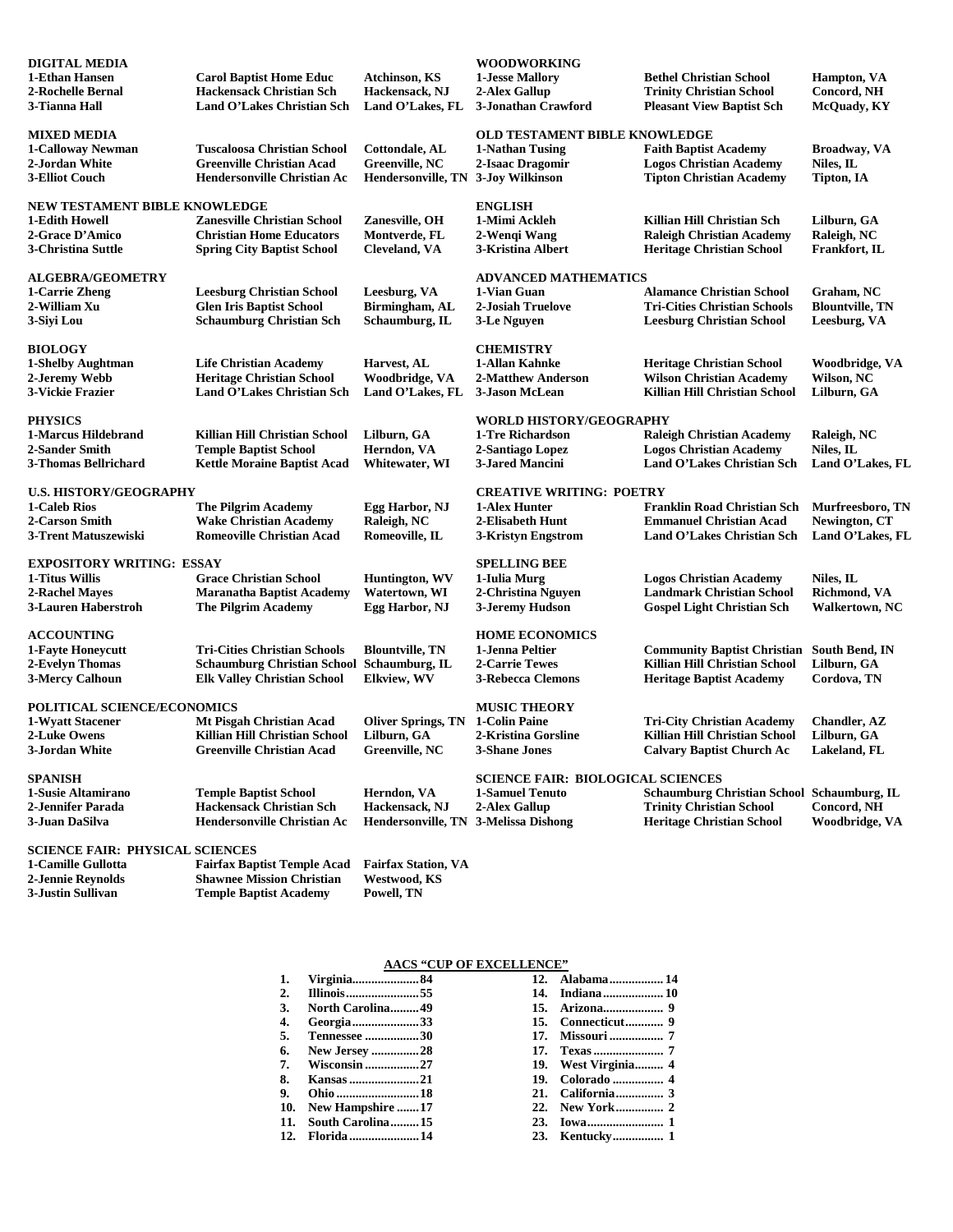**DIGITAL MEDIA**

| | | |
|---|---|---|
| 1-Ethan Hansen | Carol Baptist Home Educ | Atchinson, KS |
| 2-Rochelle Bernal | Hackensack Christian Sch | Hackensack, NJ |
| 3-Tianna Hall | Land O'Lakes Christian Sch | Land O'Lakes, FL |

**MIXED MEDIA**

| | | |
|---|---|---|
| 1-Calloway Newman | Tuscaloosa Christian School | Cottondale, AL |
| 2-Jordan White | Greenville Christian Acad | Greenville, NC |
| 3-Elliot Couch | Hendersonville Christian Ac | Hendersonville, TN |

**NEW TESTAMENT BIBLE KNOWLEDGE**

| | | |
|---|---|---|
| 1-Edith Howell | Zanesville Christian School | Zanesville, OH |
| 2-Grace D'Amico | Christian Home Educators | Montverde, FL |
| 3-Christina Suttle | Spring City Baptist School | Cleveland, VA |

**ALGEBRA/GEOMETRY**

| | | |
|---|---|---|
| 1-Carrie Zheng | Leesburg Christian School | Leesburg, VA |
| 2-William Xu | Glen Iris Baptist School | Birmingham, AL |
| 3-Siyi Lou | Schaumburg Christian Sch | Schaumburg, IL |

**BIOLOGY**

| | | |
|---|---|---|
| 1-Shelby Aughtman | Life Christian Academy | Harvest, AL |
| 2-Jeremy Webb | Heritage Christian School | Woodbridge, VA |
| 3-Vickie Frazier | Land O'Lakes Christian Sch | Land O'Lakes, FL |

**PHYSICS**

| | | |
|---|---|---|
| 1-Marcus Hildebrand | Killian Hill Christian School | Lilburn, GA |
| 2-Sander Smith | Temple Baptist School | Herndon, VA |
| 3-Thomas Bellrichard | Kettle Moraine Baptist Acad | Whitewater, WI |

**U.S. HISTORY/GEOGRAPHY**

| | | |
|---|---|---|
| 1-Caleb Rios | The Pilgrim Academy | Egg Harbor, NJ |
| 2-Carson Smith | Wake Christian Academy | Raleigh, NC |
| 3-Trent Matuszewiski | Romeoville Christian Acad | Romeoville, IL |

**EXPOSITORY WRITING: ESSAY**

| | | |
|---|---|---|
| 1-Titus Willis | Grace Christian School | Huntington, WV |
| 2-Rachel Mayes | Maranatha Baptist Academy | Watertown, WI |
| 3-Lauren Haberstroh | The Pilgrim Academy | Egg Harbor, NJ |

**ACCOUNTING**

| | | |
|---|---|---|
| 1-Fayte Honeycutt | Tri-Cities Christian Schools | Blountville, TN |
| 2-Evelyn Thomas | Schaumburg Christian School | Schaumburg, IL |
| 3-Mercy Calhoun | Elk Valley Christian School | Elkview, WV |

**POLITICAL SCIENCE/ECONOMICS**

| | | |
|---|---|---|
| 1-Wyatt Stacener | Mt Pisgah Christian Acad | Oliver Springs, TN |
| 2-Luke Owens | Killian Hill Christian School | Lilburn, GA |
| 3-Jordan White | Greenville Christian Acad | Greenville, NC |

**SPANISH**

| | | |
|---|---|---|
| 1-Susie Altamirano | Temple Baptist School | Herndon, VA |
| 2-Jennifer Parada | Hackensack Christian Sch | Hackensack, NJ |
| 3-Juan DaSilva | Hendersonville Christian Ac | Hendersonville, TN |

**SCIENCE FAIR: PHYSICAL SCIENCES**

| | | |
|---|---|---|
| 1-Camille Gullotta | Fairfax Baptist Temple Acad | Fairfax Station, VA |
| 2-Jennie Reynolds | Shawnee Mission Christian | Westwood, KS |
| 3-Justin Sullivan | Temple Baptist Academy | Powell, TN |

**WOODWORKING**

| | | |
|---|---|---|
| 1-Jesse Mallory | Bethel Christian School | Hampton, VA |
| 2-Alex Gallup | Trinity Christian School | Concord, NH |
| 3-Jonathan Crawford | Pleasant View Baptist Sch | McQuady, KY |

**OLD TESTAMENT BIBLE KNOWLEDGE**

| | | |
|---|---|---|
| 1-Nathan Tusing | Faith Baptist Academy | Broadway, VA |
| 2-Isaac Dragomir | Logos Christian Academy | Niles, IL |
| 3-Joy Wilkinson | Tipton Christian Academy | Tipton, IA |

**ENGLISH**

| | | |
|---|---|---|
| 1-Mimi Ackleh | Killian Hill Christian Sch | Lilburn, GA |
| 2-Wenqi Wang | Raleigh Christian Academy | Raleigh, NC |
| 3-Kristina Albert | Heritage Christian School | Frankfort, IL |

**ADVANCED MATHEMATICS**

| | | |
|---|---|---|
| 1-Vian Guan | Alamance Christian School | Graham, NC |
| 2-Josiah Truelove | Tri-Cities Christian Schools | Blountville, TN |
| 3-Le Nguyen | Leesburg Christian School | Leesburg, VA |

**CHEMISTRY**

| | | |
|---|---|---|
| 1-Allan Kahnke | Heritage Christian School | Woodbridge, VA |
| 2-Matthew Anderson | Wilson Christian Academy | Wilson, NC |
| 3-Jason McLean | Killian Hill Christian School | Lilburn, GA |

**WORLD HISTORY/GEOGRAPHY**

| | | |
|---|---|---|
| 1-Tre Richardson | Raleigh Christian Academy | Raleigh, NC |
| 2-Santiago Lopez | Logos Christian Academy | Niles, IL |
| 3-Jared Mancini | Land O'Lakes Christian Sch | Land O'Lakes, FL |

**CREATIVE WRITING: POETRY**

| | | |
|---|---|---|
| 1-Alex Hunter | Franklin Road Christian Sch | Murfreesboro, TN |
| 2-Elisabeth Hunt | Emmanuel Christian Acad | Newington, CT |
| 3-Kristyn Engstrom | Land O'Lakes Christian Sch | Land O'Lakes, FL |

**SPELLING BEE**

| | | |
|---|---|---|
| 1-Iulia Murg | Logos Christian Academy | Niles, IL |
| 2-Christina Nguyen | Landmark Christian School | Richmond, VA |
| 3-Jeremy Hudson | Gospel Light Christian Sch | Walkertown, NC |

**HOME ECONOMICS**

| | | |
|---|---|---|
| 1-Jenna Peltier | Community Baptist Christian | South Bend, IN |
| 2-Carrie Tewes | Killian Hill Christian School | Lilburn, GA |
| 3-Rebecca Clemons | Heritage Baptist Academy | Cordova, TN |

**MUSIC THEORY**

| | | |
|---|---|---|
| 1-Colin Paine | Tri-City Christian Academy | Chandler, AZ |
| 2-Kristina Gorsline | Killian Hill Christian School | Lilburn, GA |
| 3-Shane Jones | Calvary Baptist Church Ac | Lakeland, FL |

**SCIENCE FAIR: BIOLOGICAL SCIENCES**

| | | |
|---|---|---|
| 1-Samuel Tenuto | Schaumburg Christian School | Schaumburg, IL |
| 2-Alex Gallup | Trinity Christian School | Concord, NH |
| 3-Melissa Dishong | Heritage Christian School | Woodbridge, VA |

**AACS "CUP OF EXCELLENCE"**

| | | | | | |
|---|---|---|---|---|---|
| 1. | Virginia | 84 | 12. | Alabama | 14 |
| 2. | Illinois | 55 | 14. | Indiana | 10 |
| 3. | North Carolina | 49 | 15. | Arizona | 9 |
| 4. | Georgia | 33 | 15. | Connecticut | 9 |
| 5. | Tennessee | 30 | 17. | Missouri | 7 |
| 6. | New Jersey | 28 | 17. | Texas | 7 |
| 7. | Wisconsin | 27 | 19. | West Virginia | 4 |
| 8. | Kansas | 21 | 19. | Colorado | 4 |
| 9. | Ohio | 18 | 21. | California | 3 |
| 10. | New Hampshire | 17 | 22. | New York | 2 |
| 11. | South Carolina | 15 | 23. | Iowa | 1 |
| 12. | Florida | 14 | 23. | Kentucky | 1 |